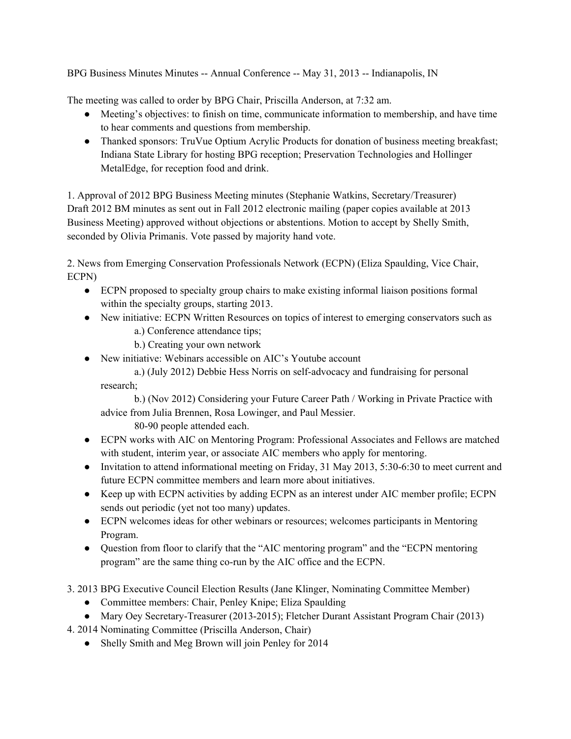BPG Business Minutes Minutes -- Annual Conference -- May 31, 2013 -- Indianapolis, IN

The meeting was called to order by BPG Chair, Priscilla Anderson, at 7:32 am.

- Meeting's objectives: to finish on time, communicate information to membership, and have time to hear comments and questions from membership.
- Thanked sponsors: TruVue Optium Acrylic Products for donation of business meeting breakfast; Indiana State Library for hosting BPG reception; Preservation Technologies and Hollinger MetalEdge, for reception food and drink.

1. Approval of 2012 BPG Business Meeting minutes (Stephanie Watkins, Secretary/Treasurer)
Draft 2012 BM minutes as sent out in Fall 2012 electronic mailing (paper copies available at 2013 Business Meeting) approved without objections or abstentions. Motion to accept by Shelly Smith, seconded by Olivia Primanis. Vote passed by majority hand vote.

2. News from Emerging Conservation Professionals Network (ECPN) (Eliza Spaulding, Vice Chair, ECPN)

- ECPN proposed to specialty group chairs to make existing informal liaison positions formal within the specialty groups, starting 2013.
- New initiative: ECPN Written Resources on topics of interest to emerging conservators such as
    - a.) Conference attendance tips;
    - b.) Creating your own network
- New initiative: Webinars accessible on AIC's Youtube account
    - a.) (July 2012) Debbie Hess Norris on self-advocacy and fundraising for personal research;
    - b.) (Nov 2012) Considering your Future Career Path / Working in Private Practice with advice from Julia Brennen, Rosa Lowinger, and Paul Messier.

    80-90 people attended each.
- ECPN works with AIC on Mentoring Program: Professional Associates and Fellows are matched with student, interim year, or associate AIC members who apply for mentoring.
- Invitation to attend informational meeting on Friday, 31 May 2013, 5:30-6:30 to meet current and future ECPN committee members and learn more about initiatives.
- Keep up with ECPN activities by adding ECPN as an interest under AIC member profile; ECPN sends out periodic (yet not too many) updates.
- ECPN welcomes ideas for other webinars or resources; welcomes participants in Mentoring Program.
- Question from floor to clarify that the "AIC mentoring program" and the "ECPN mentoring program" are the same thing co-run by the AIC office and the ECPN.

3. 2013 BPG Executive Council Election Results (Jane Klinger, Nominating Committee Member)

- Committee members: Chair, Penley Knipe; Eliza Spaulding
- Mary Oey Secretary-Treasurer (2013-2015); Fletcher Durant Assistant Program Chair (2013)

4. 2014 Nominating Committee (Priscilla Anderson, Chair)

- Shelly Smith and Meg Brown will join Penley for 2014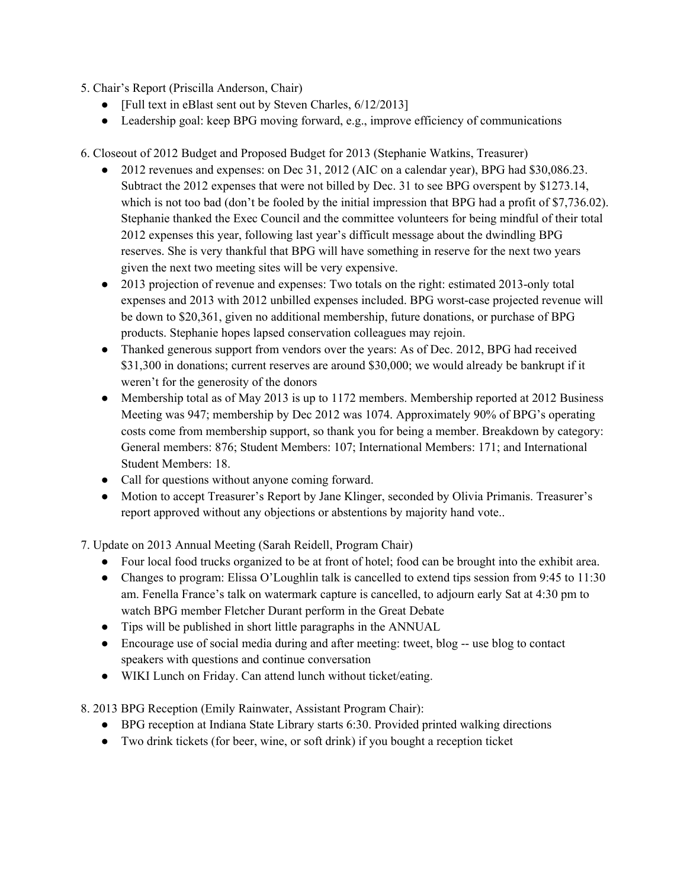5. Chair's Report (Priscilla Anderson, Chair)
   - [Full text in eBlast sent out by Steven Charles, 6/12/2013]
   - Leadership goal: keep BPG moving forward, e.g., improve efficiency of communications

6. Closeout of 2012 Budget and Proposed Budget for 2013 (Stephanie Watkins, Treasurer)
   - 2012 revenues and expenses: on Dec 31, 2012 (AIC on a calendar year), BPG had $30,086.23. Subtract the 2012 expenses that were not billed by Dec. 31 to see BPG overspent by $1273.14, which is not too bad (don't be fooled by the initial impression that BPG had a profit of $7,736.02). Stephanie thanked the Exec Council and the committee volunteers for being mindful of their total 2012 expenses this year, following last year's difficult message about the dwindling BPG reserves. She is very thankful that BPG will have something in reserve for the next two years given the next two meeting sites will be very expensive.
   - 2013 projection of revenue and expenses: Two totals on the right: estimated 2013-only total expenses and 2013 with 2012 unbilled expenses included. BPG worst-case projected revenue will be down to $20,361, given no additional membership, future donations, or purchase of BPG products. Stephanie hopes lapsed conservation colleagues may rejoin.
   - Thanked generous support from vendors over the years: As of Dec. 2012, BPG had received $31,300 in donations; current reserves are around $30,000; we would already be bankrupt if it weren't for the generosity of the donors
   - Membership total as of May 2013 is up to 1172 members. Membership reported at 2012 Business Meeting was 947; membership by Dec 2012 was 1074. Approximately 90% of BPG's operating costs come from membership support, so thank you for being a member. Breakdown by category: General members: 876; Student Members: 107; International Members: 171; and International Student Members: 18.
   - Call for questions without anyone coming forward.
   - Motion to accept Treasurer's Report by Jane Klinger, seconded by Olivia Primanis. Treasurer's report approved without any objections or abstentions by majority hand vote..

7. Update on 2013 Annual Meeting (Sarah Reidell, Program Chair)
   - Four local food trucks organized to be at front of hotel; food can be brought into the exhibit area.
   - Changes to program: Elissa O'Loughlin talk is cancelled to extend tips session from 9:45 to 11:30 am. Fenella France's talk on watermark capture is cancelled, to adjourn early Sat at 4:30 pm to watch BPG member Fletcher Durant perform in the Great Debate
   - Tips will be published in short little paragraphs in the ANNUAL
   - Encourage use of social media during and after meeting: tweet, blog -- use blog to contact speakers with questions and continue conversation
   - WIKI Lunch on Friday. Can attend lunch without ticket/eating.

8. 2013 BPG Reception (Emily Rainwater, Assistant Program Chair):
   - BPG reception at Indiana State Library starts 6:30. Provided printed walking directions
   - Two drink tickets (for beer, wine, or soft drink) if you bought a reception ticket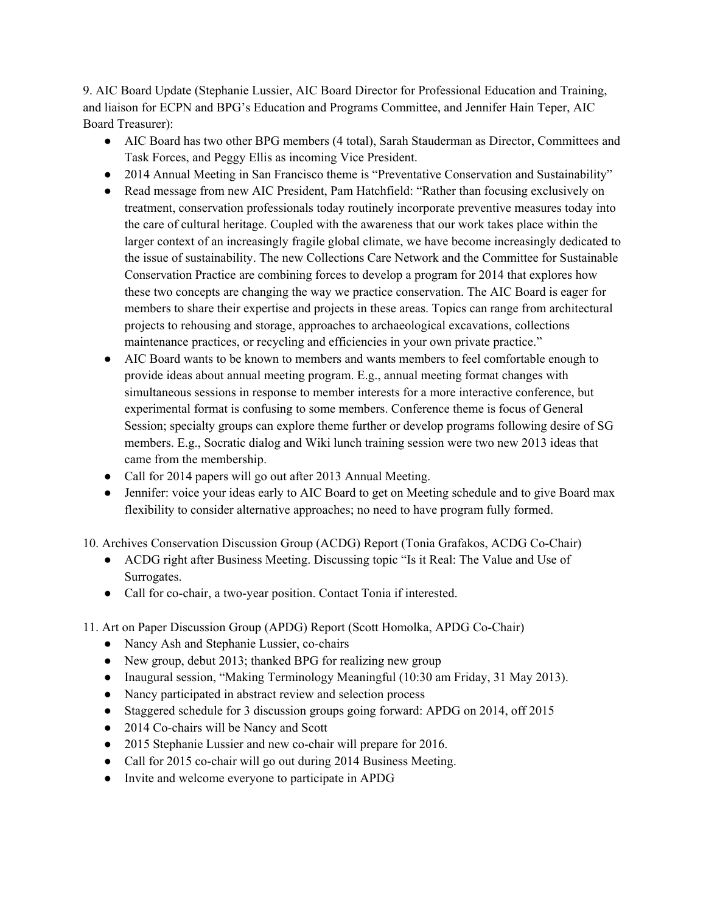9. AIC Board Update (Stephanie Lussier, AIC Board Director for Professional Education and Training, and liaison for ECPN and BPG's Education and Programs Committee, and Jennifer Hain Teper, AIC Board Treasurer):

- AIC Board has two other BPG members (4 total), Sarah Stauderman as Director, Committees and Task Forces, and Peggy Ellis as incoming Vice President.
- 2014 Annual Meeting in San Francisco theme is "Preventative Conservation and Sustainability"
- Read message from new AIC President, Pam Hatchfield: "Rather than focusing exclusively on treatment, conservation professionals today routinely incorporate preventive measures today into the care of cultural heritage. Coupled with the awareness that our work takes place within the larger context of an increasingly fragile global climate, we have become increasingly dedicated to the issue of sustainability. The new Collections Care Network and the Committee for Sustainable Conservation Practice are combining forces to develop a program for 2014 that explores how these two concepts are changing the way we practice conservation. The AIC Board is eager for members to share their expertise and projects in these areas. Topics can range from architectural projects to rehousing and storage, approaches to archaeological excavations, collections maintenance practices, or recycling and efficiencies in your own private practice."
- AIC Board wants to be known to members and wants members to feel comfortable enough to provide ideas about annual meeting program. E.g., annual meeting format changes with simultaneous sessions in response to member interests for a more interactive conference, but experimental format is confusing to some members. Conference theme is focus of General Session; specialty groups can explore theme further or develop programs following desire of SG members. E.g., Socratic dialog and Wiki lunch training session were two new 2013 ideas that came from the membership.
- Call for 2014 papers will go out after 2013 Annual Meeting.
- Jennifer: voice your ideas early to AIC Board to get on Meeting schedule and to give Board max flexibility to consider alternative approaches; no need to have program fully formed.

10. Archives Conservation Discussion Group (ACDG) Report (Tonia Grafakos, ACDG Co-Chair)

- ACDG right after Business Meeting. Discussing topic "Is it Real: The Value and Use of Surrogates.
- Call for co-chair, a two-year position. Contact Tonia if interested.

11. Art on Paper Discussion Group (APDG) Report (Scott Homolka, APDG Co-Chair)

- Nancy Ash and Stephanie Lussier, co-chairs
- New group, debut 2013; thanked BPG for realizing new group
- Inaugural session, "Making Terminology Meaningful (10:30 am Friday, 31 May 2013).
- Nancy participated in abstract review and selection process
- Staggered schedule for 3 discussion groups going forward: APDG on 2014, off 2015
- 2014 Co-chairs will be Nancy and Scott
- 2015 Stephanie Lussier and new co-chair will prepare for 2016.
- Call for 2015 co-chair will go out during 2014 Business Meeting.
- Invite and welcome everyone to participate in APDG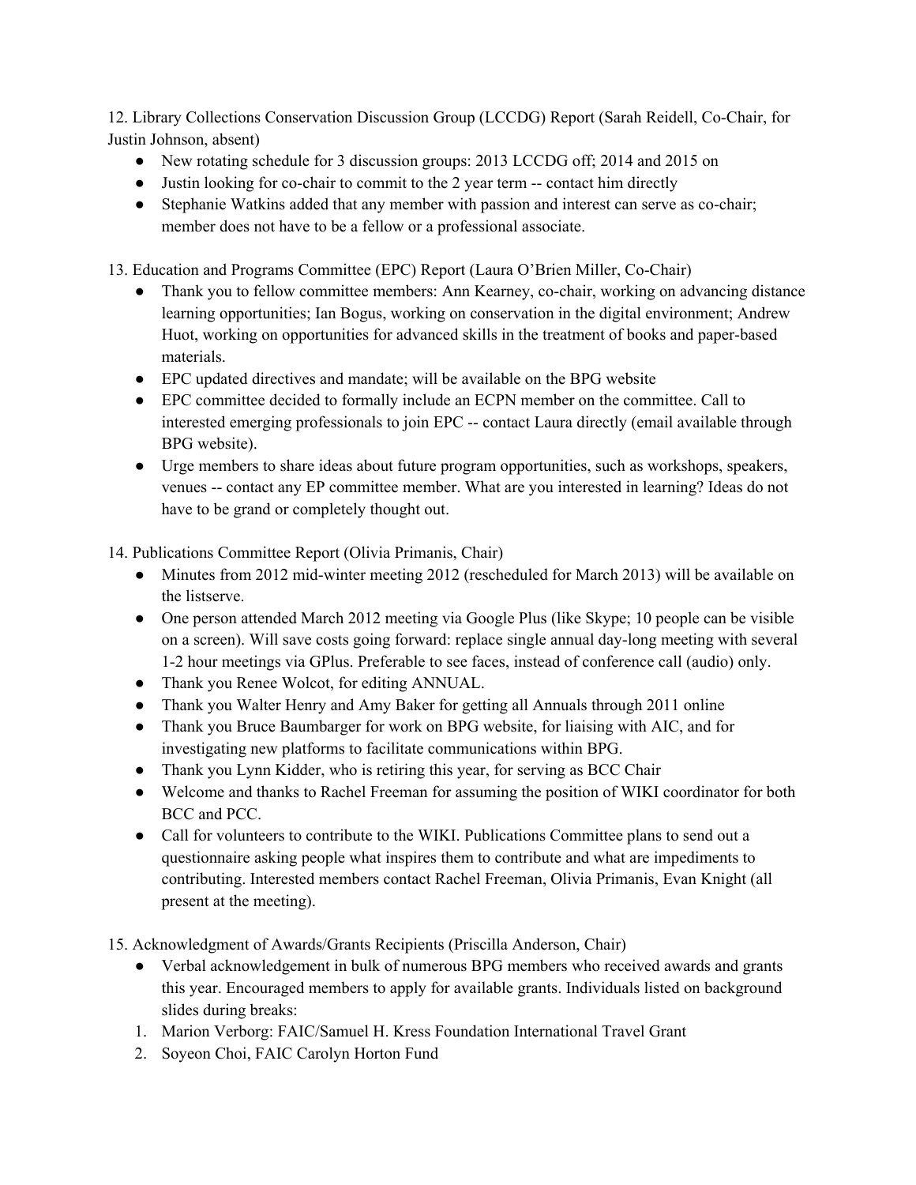12. Library Collections Conservation Discussion Group (LCCDG) Report (Sarah Reidell, Co-Chair, for Justin Johnson, absent)

- New rotating schedule for 3 discussion groups: 2013 LCCDG off; 2014 and 2015 on
- Justin looking for co-chair to commit to the 2 year term -- contact him directly
- Stephanie Watkins added that any member with passion and interest can serve as co-chair; member does not have to be a fellow or a professional associate.

13. Education and Programs Committee (EPC) Report (Laura O'Brien Miller, Co-Chair)

- Thank you to fellow committee members: Ann Kearney, co-chair, working on advancing distance learning opportunities; Ian Bogus, working on conservation in the digital environment; Andrew Huot, working on opportunities for advanced skills in the treatment of books and paper-based materials.
- EPC updated directives and mandate; will be available on the BPG website
- EPC committee decided to formally include an ECPN member on the committee. Call to interested emerging professionals to join EPC -- contact Laura directly (email available through BPG website).
- Urge members to share ideas about future program opportunities, such as workshops, speakers, venues -- contact any EP committee member. What are you interested in learning? Ideas do not have to be grand or completely thought out.

14. Publications Committee Report (Olivia Primanis, Chair)

- Minutes from 2012 mid-winter meeting 2012 (rescheduled for March 2013) will be available on the listserve.
- One person attended March 2012 meeting via Google Plus (like Skype; 10 people can be visible on a screen). Will save costs going forward: replace single annual day-long meeting with several 1-2 hour meetings via GPlus. Preferable to see faces, instead of conference call (audio) only.
- Thank you Renee Wolcot, for editing ANNUAL.
- Thank you Walter Henry and Amy Baker for getting all Annuals through 2011 online
- Thank you Bruce Baumbarger for work on BPG website, for liaising with AIC, and for investigating new platforms to facilitate communications within BPG.
- Thank you Lynn Kidder, who is retiring this year, for serving as BCC Chair
- Welcome and thanks to Rachel Freeman for assuming the position of WIKI coordinator for both BCC and PCC.
- Call for volunteers to contribute to the WIKI. Publications Committee plans to send out a questionnaire asking people what inspires them to contribute and what are impediments to contributing. Interested members contact Rachel Freeman, Olivia Primanis, Evan Knight (all present at the meeting).

15. Acknowledgment of Awards/Grants Recipients (Priscilla Anderson, Chair)

- Verbal acknowledgement in bulk of numerous BPG members who received awards and grants this year. Encouraged members to apply for available grants. Individuals listed on background slides during breaks:

1. Marion Verborg: FAIC/Samuel H. Kress Foundation International Travel Grant
2. Soyeon Choi, FAIC Carolyn Horton Fund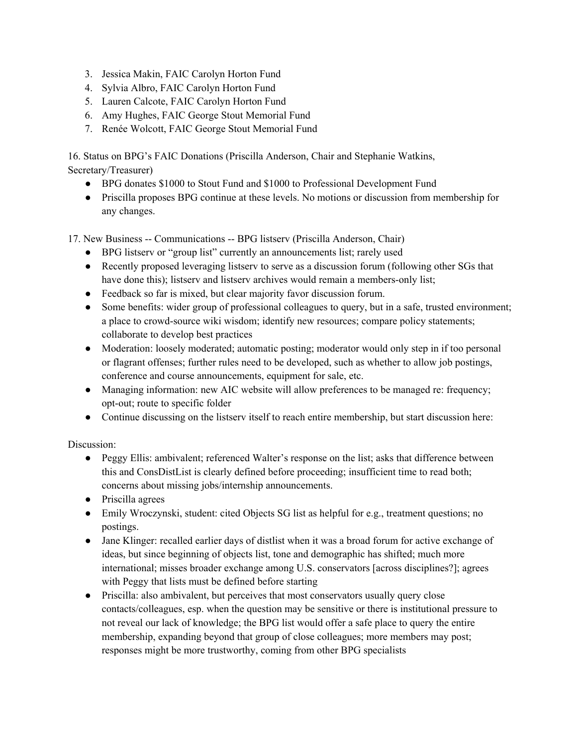3. Jessica Makin, FAIC Carolyn Horton Fund
4. Sylvia Albro, FAIC Carolyn Horton Fund
5. Lauren Calcote, FAIC Carolyn Horton Fund
6. Amy Hughes, FAIC George Stout Memorial Fund
7. Renée Wolcott, FAIC George Stout Memorial Fund

16. Status on BPG's FAIC Donations (Priscilla Anderson, Chair and Stephanie Watkins, Secretary/Treasurer)

- BPG donates $1000 to Stout Fund and $1000 to Professional Development Fund
- Priscilla proposes BPG continue at these levels. No motions or discussion from membership for any changes.

17. New Business -- Communications -- BPG listserv (Priscilla Anderson, Chair)

- BPG listserv or "group list" currently an announcements list; rarely used
- Recently proposed leveraging listserv to serve as a discussion forum (following other SGs that have done this); listserv and listserv archives would remain a members-only list;
- Feedback so far is mixed, but clear majority favor discussion forum.
- Some benefits: wider group of professional colleagues to query, but in a safe, trusted environment; a place to crowd-source wiki wisdom; identify new resources; compare policy statements; collaborate to develop best practices
- Moderation: loosely moderated; automatic posting; moderator would only step in if too personal or flagrant offenses; further rules need to be developed, such as whether to allow job postings, conference and course announcements, equipment for sale, etc.
- Managing information: new AIC website will allow preferences to be managed re: frequency; opt-out; route to specific folder
- Continue discussing on the listserv itself to reach entire membership, but start discussion here:

Discussion:

- Peggy Ellis: ambivalent; referenced Walter's response on the list; asks that difference between this and ConsDistList is clearly defined before proceeding; insufficient time to read both; concerns about missing jobs/internship announcements.
- Priscilla agrees
- Emily Wroczynski, student: cited Objects SG list as helpful for e.g., treatment questions; no postings.
- Jane Klinger: recalled earlier days of distlist when it was a broad forum for active exchange of ideas, but since beginning of objects list, tone and demographic has shifted; much more international; misses broader exchange among U.S. conservators [across disciplines?]; agrees with Peggy that lists must be defined before starting
- Priscilla: also ambivalent, but perceives that most conservators usually query close contacts/colleagues, esp. when the question may be sensitive or there is institutional pressure to not reveal our lack of knowledge; the BPG list would offer a safe place to query the entire membership, expanding beyond that group of close colleagues; more members may post; responses might be more trustworthy, coming from other BPG specialists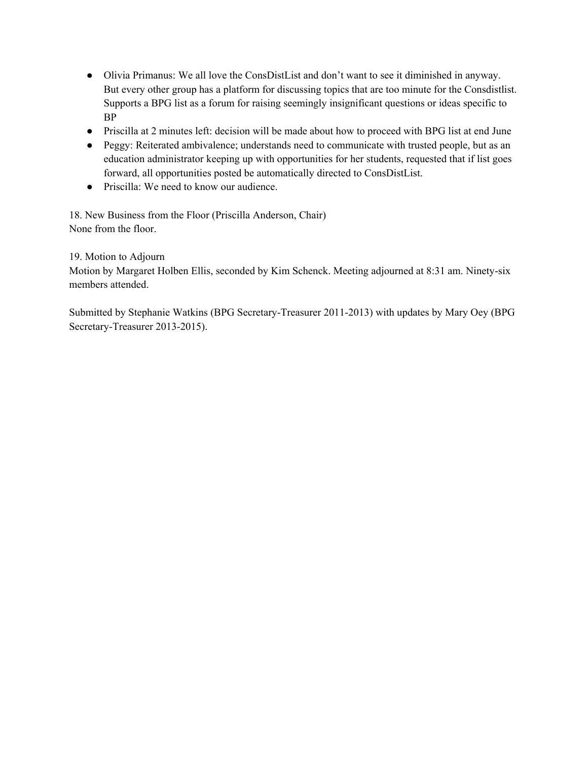- Olivia Primanus: We all love the ConsDistList and don't want to see it diminished in anyway. But every other group has a platform for discussing topics that are too minute for the Consdistlist. Supports a BPG list as a forum for raising seemingly insignificant questions or ideas specific to BP
- Priscilla at 2 minutes left: decision will be made about how to proceed with BPG list at end June
- Peggy: Reiterated ambivalence; understands need to communicate with trusted people, but as an education administrator keeping up with opportunities for her students, requested that if list goes forward, all opportunities posted be automatically directed to ConsDistList.
- Priscilla: We need to know our audience.

18. New Business from the Floor (Priscilla Anderson, Chair)
None from the floor.

19. Motion to Adjourn
Motion by Margaret Holben Ellis, seconded by Kim Schenck. Meeting adjourned at 8:31 am. Ninety-six members attended.

Submitted by Stephanie Watkins (BPG Secretary-Treasurer 2011-2013) with updates by Mary Oey (BPG Secretary-Treasurer 2013-2015).